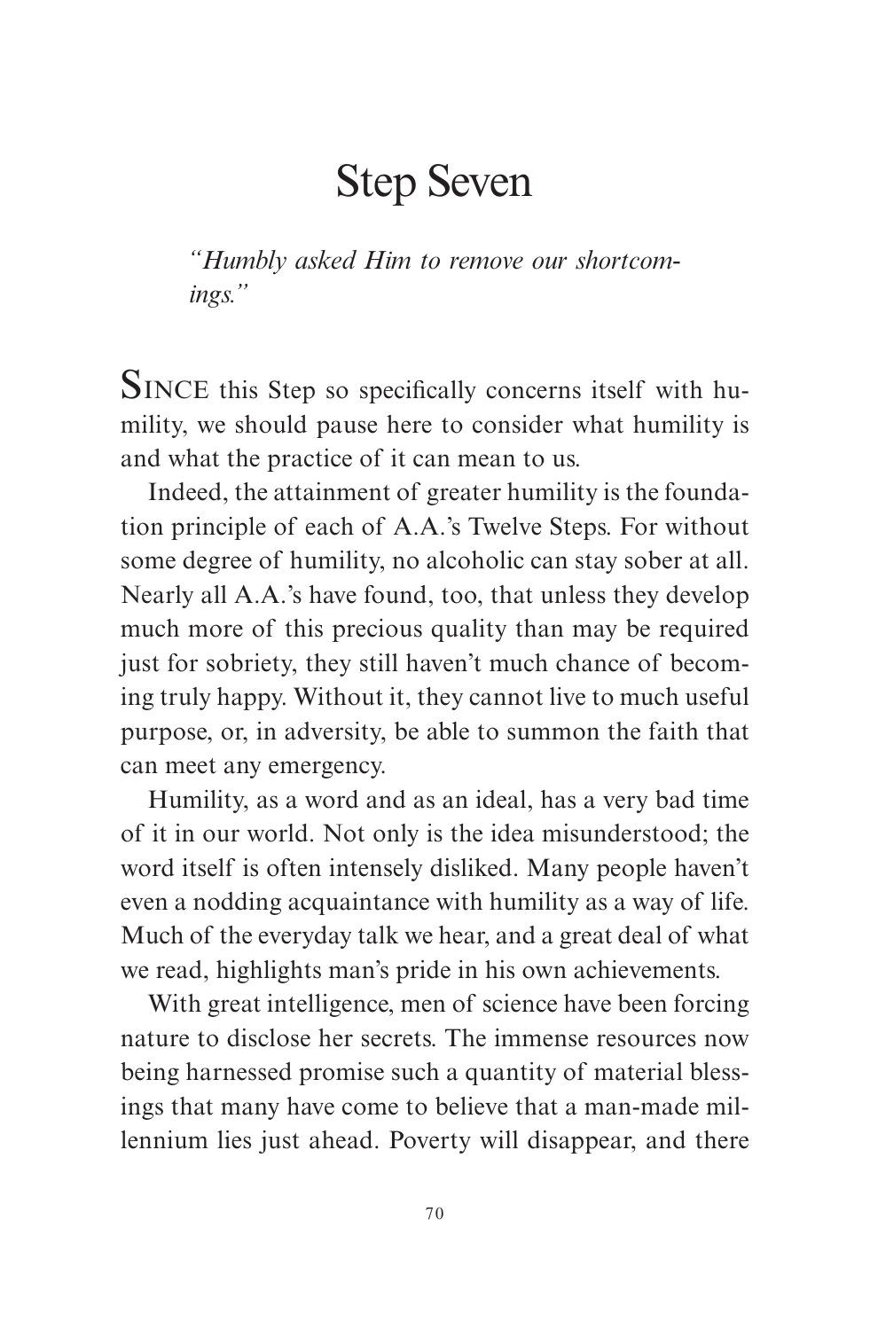# Step Seven

*"Humbly asked Him to remove our shortcomings."*

SINCE this Step so specifically concerns itself with humility, we should pause here to consider what humility is and what the practice of it can mean to us.

Indeed, the attainment of greater humility is the foundation principle of each of A.A.'s Twelve Steps. For without some degree of humility, no alcoholic can stay sober at all. Nearly all A.A.'s have found, too, that unless they develop much more of this precious quality than may be required just for sobriety, they still haven't much chance of becoming truly happy. Without it, they cannot live to much useful purpose, or, in adversity, be able to summon the faith that can meet any emergency.

Humility, as a word and as an ideal, has a very bad time of it in our world. Not only is the idea misunderstood; the word itself is often intensely disliked. Many people haven't even a nodding acquaintance with humility as a way of life. Much of the everyday talk we hear, and a great deal of what we read, highlights man's pride in his own achievements.

With great intelligence, men of science have been forcing nature to disclose her secrets. The immense resources now being harnessed promise such a quantity of material blessings that many have come to believe that a man-made millennium lies just ahead. Poverty will disappear, and there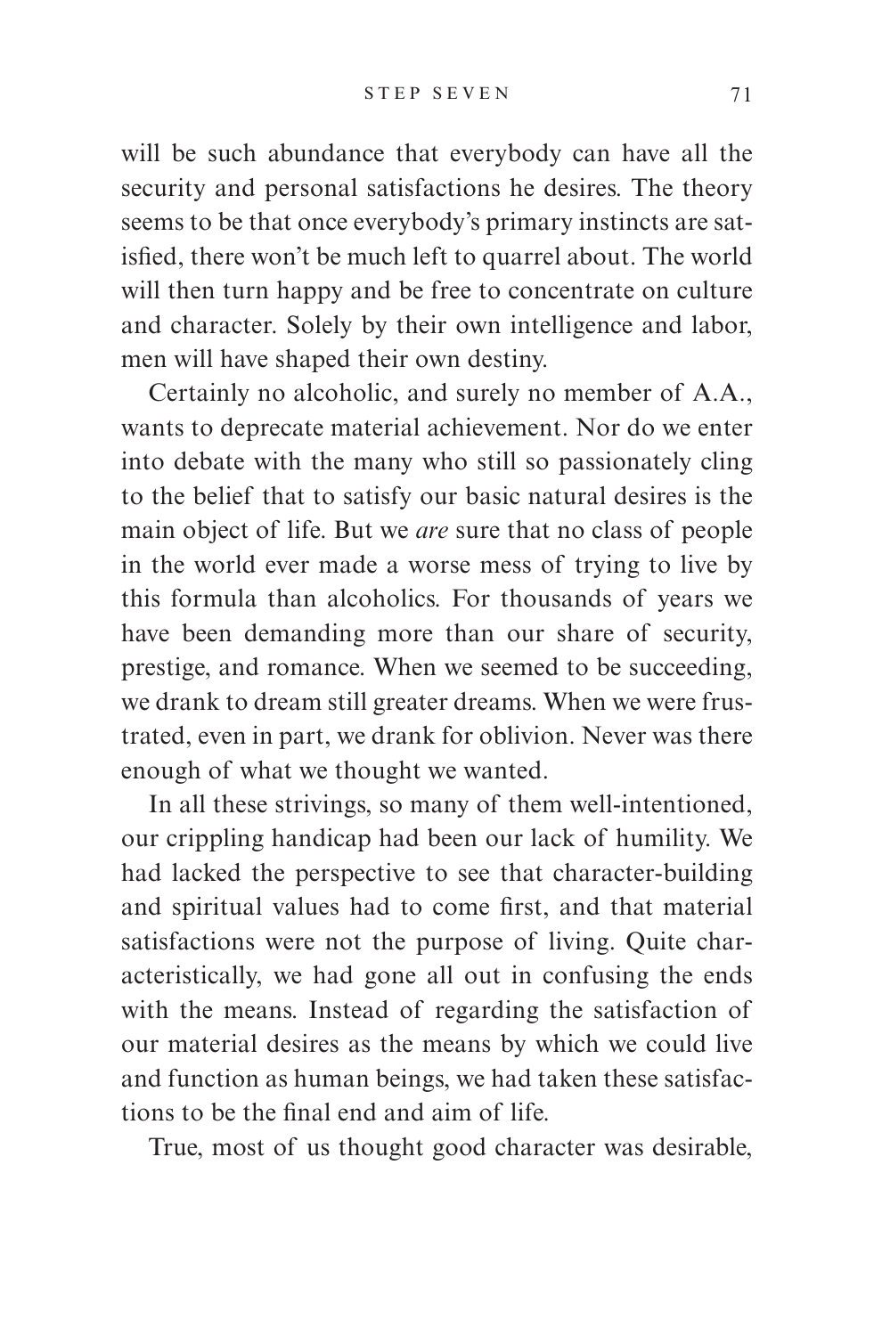will be such abundance that everybody can have all the security and personal satisfactions he desires. The theory seems to be that once everybody's primary instincts are satisfied, there won't be much left to quarrel about. The world will then turn happy and be free to concentrate on culture and character. Solely by their own intelligence and labor, men will have shaped their own destiny.

Certainly no alcoholic, and surely no member of A.A., wants to deprecate material achievement. Nor do we enter into debate with the many who still so passionately cling to the belief that to satisfy our basic natural desires is the main object of life. But we *are* sure that no class of people in the world ever made a worse mess of trying to live by this formula than alcoholics. For thousands of years we have been demanding more than our share of security, prestige, and romance. When we seemed to be succeeding, we drank to dream still greater dreams. When we were frustrated, even in part, we drank for oblivion. Never was there enough of what we thought we wanted.

In all these strivings, so many of them well-intentioned, our crippling handicap had been our lack of humility. We had lacked the perspective to see that character-building and spiritual values had to come first, and that material satisfactions were not the purpose of living. Quite characteristically, we had gone all out in confusing the ends with the means. Instead of regarding the satisfaction of our material desires as the means by which we could live and function as human beings, we had taken these satisfactions to be the final end and aim of life.

True, most of us thought good character was desirable,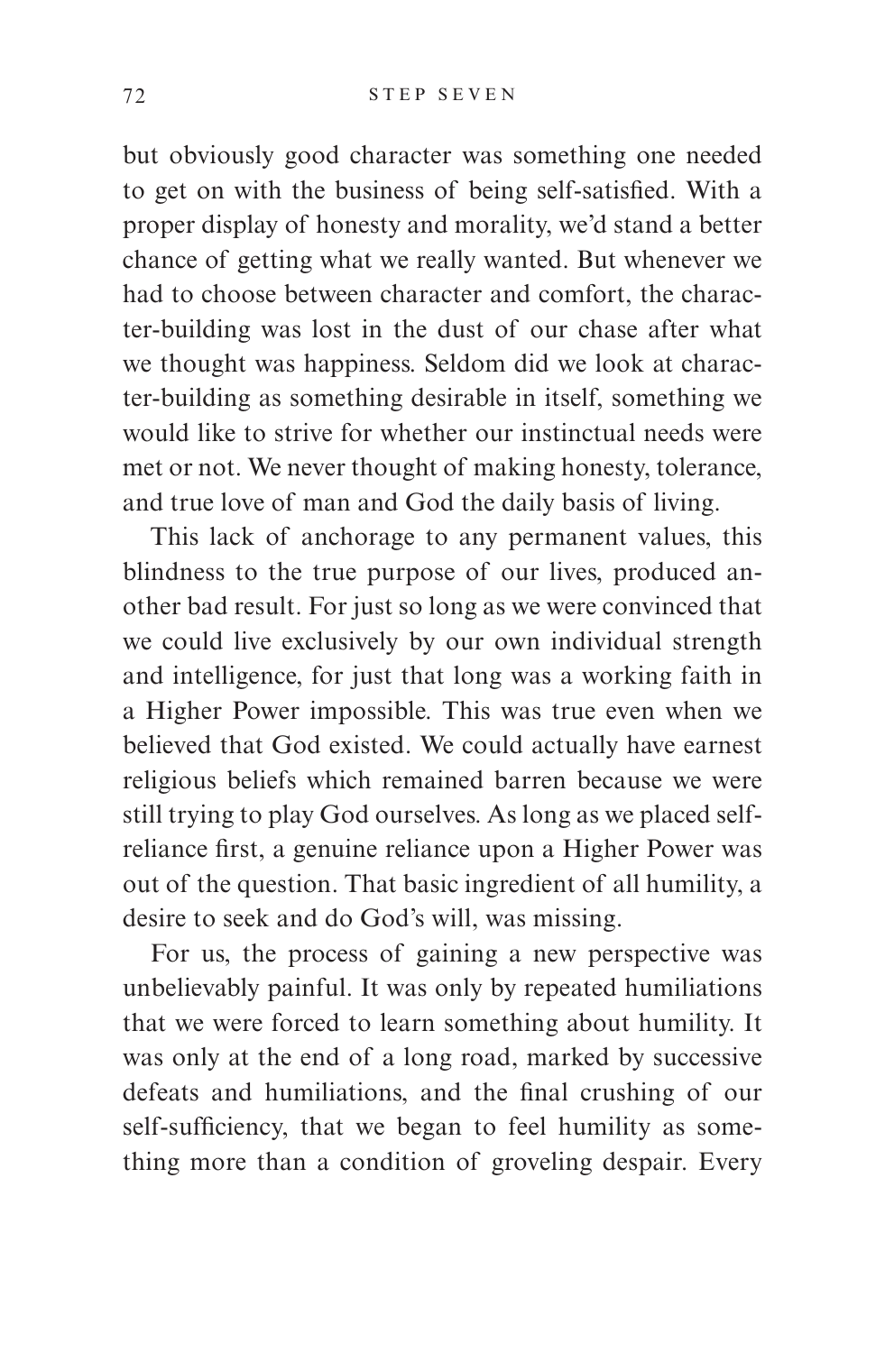but obviously good character was something one needed to get on with the business of being self-satisfied. With a proper display of honesty and morality, we'd stand a better chance of getting what we really wanted. But whenever we had to choose between character and comfort, the character-building was lost in the dust of our chase after what we thought was happiness. Seldom did we look at character-building as something desirable in itself, something we would like to strive for whether our instinctual needs were met or not. We never thought of making honesty, tolerance, and true love of man and God the daily basis of living.

This lack of anchorage to any permanent values, this blindness to the true purpose of our lives, produced another bad result. For just so long as we were convinced that we could live exclusively by our own individual strength and intelligence, for just that long was a working faith in a Higher Power impossible. This was true even when we believed that God existed. We could actually have earnest religious beliefs which remained barren because we were still trying to play God ourselves. As long as we placed self-reliance first, a genuine reliance upon a Higher Power was out of the question. That basic ingredient of all humility, a desire to seek and do God's will, was missing.

For us, the process of gaining a new perspective was unbelievably painful. It was only by repeated humiliations that we were forced to learn something about humility. It was only at the end of a long road, marked by successive defeats and humiliations, and the final crushing of our self-sufficiency, that we began to feel humility as something more than a condition of groveling despair. Every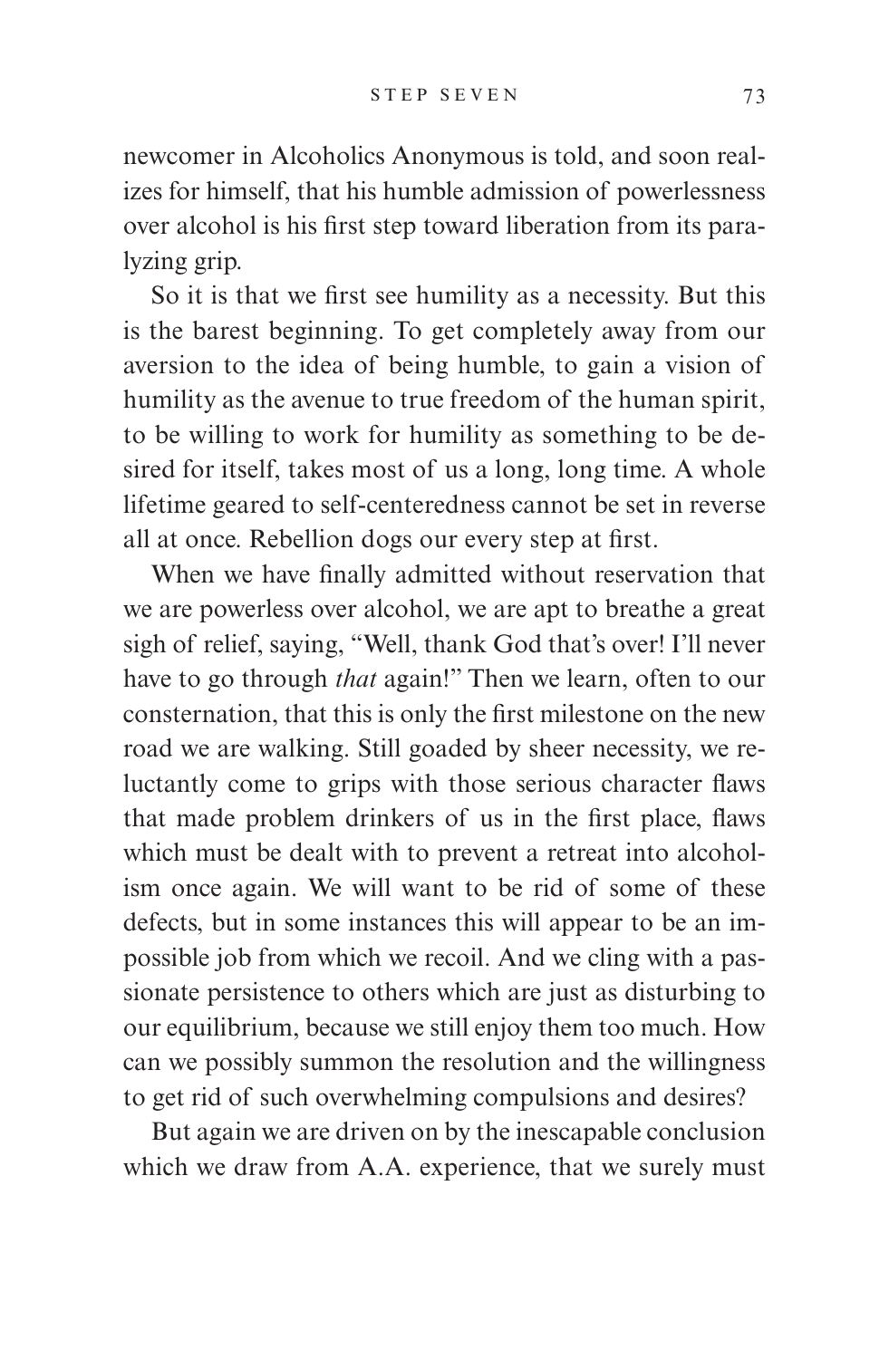newcomer in Alcoholics Anonymous is told, and soon realizes for himself, that his humble admission of powerlessness over alcohol is his first step toward liberation from its paralyzing grip.

So it is that we first see humility as a necessity. But this is the barest beginning. To get completely away from our aversion to the idea of being humble, to gain a vision of humility as the avenue to true freedom of the human spirit, to be willing to work for humility as something to be desired for itself, takes most of us a long, long time. A whole lifetime geared to self-centeredness cannot be set in reverse all at once. Rebellion dogs our every step at first.

When we have finally admitted without reservation that we are powerless over alcohol, we are apt to breathe a great sigh of relief, saying, "Well, thank God that's over! I'll never have to go through *that* again!" Then we learn, often to our consternation, that this is only the first milestone on the new road we are walking. Still goaded by sheer necessity, we reluctantly come to grips with those serious character flaws that made problem drinkers of us in the first place, flaws which must be dealt with to prevent a retreat into alcoholism once again. We will want to be rid of some of these defects, but in some instances this will appear to be an impossible job from which we recoil. And we cling with a passionate persistence to others which are just as disturbing to our equilibrium, because we still enjoy them too much. How can we possibly summon the resolution and the willingness to get rid of such overwhelming compulsions and desires?

But again we are driven on by the inescapable conclusion which we draw from A.A. experience, that we surely must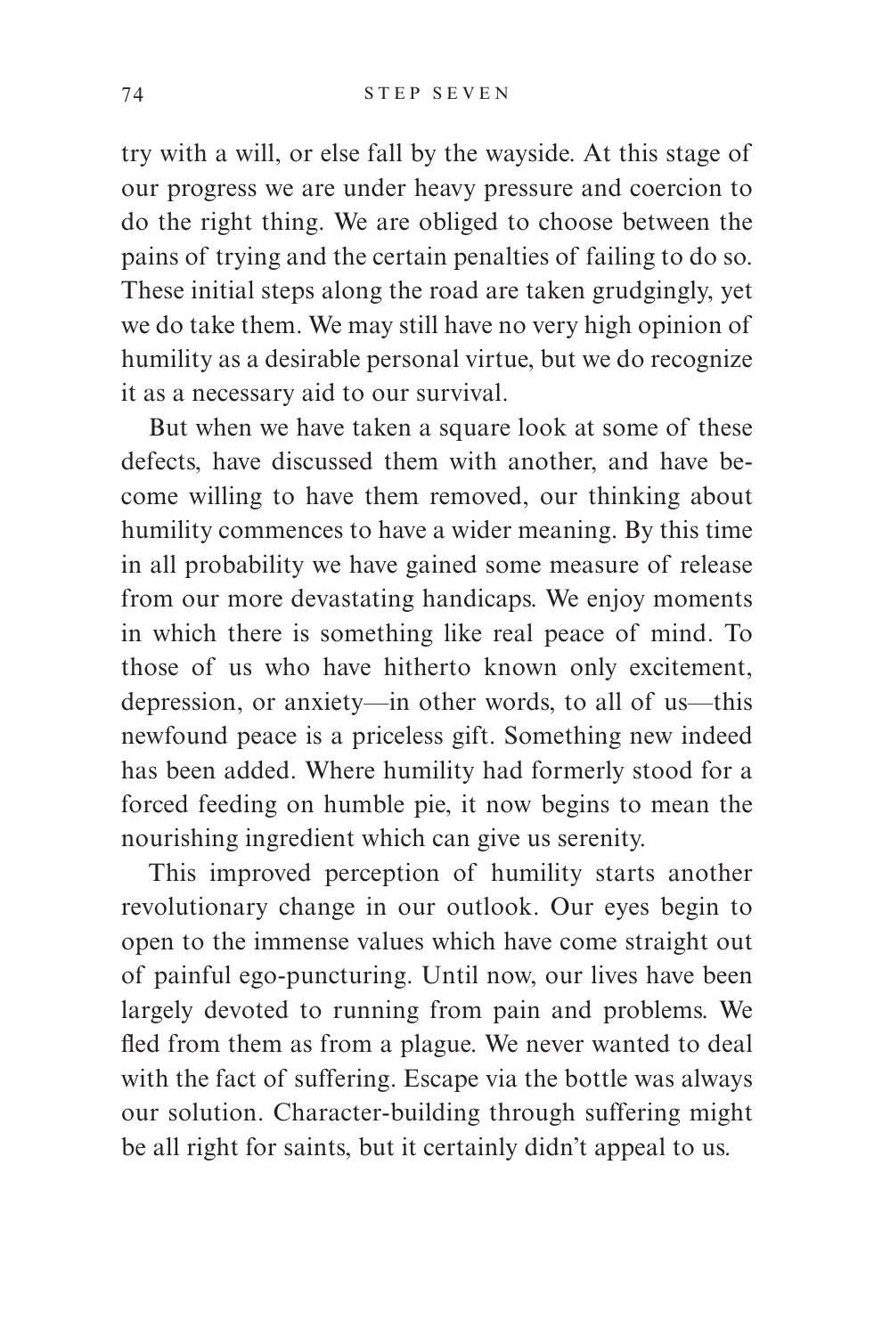try with a will, or else fall by the wayside. At this stage of our progress we are under heavy pressure and coercion to do the right thing. We are obliged to choose between the pains of trying and the certain penalties of failing to do so. These initial steps along the road are taken grudgingly, yet we do take them. We may still have no very high opinion of humility as a desirable personal virtue, but we do recognize it as a necessary aid to our survival.

But when we have taken a square look at some of these defects, have discussed them with another, and have become willing to have them removed, our thinking about humility commences to have a wider meaning. By this time in all probability we have gained some measure of release from our more devastating handicaps. We enjoy moments in which there is something like real peace of mind. To those of us who have hitherto known only excitement, depression, or anxiety—in other words, to all of us—this newfound peace is a priceless gift. Something new indeed has been added. Where humility had formerly stood for a forced feeding on humble pie, it now begins to mean the nourishing ingredient which can give us serenity.

This improved perception of humility starts another revolutionary change in our outlook. Our eyes begin to open to the immense values which have come straight out of painful ego-puncturing. Until now, our lives have been largely devoted to running from pain and problems. We fled from them as from a plague. We never wanted to deal with the fact of suffering. Escape via the bottle was always our solution. Character-building through suffering might be all right for saints, but it certainly didn't appeal to us.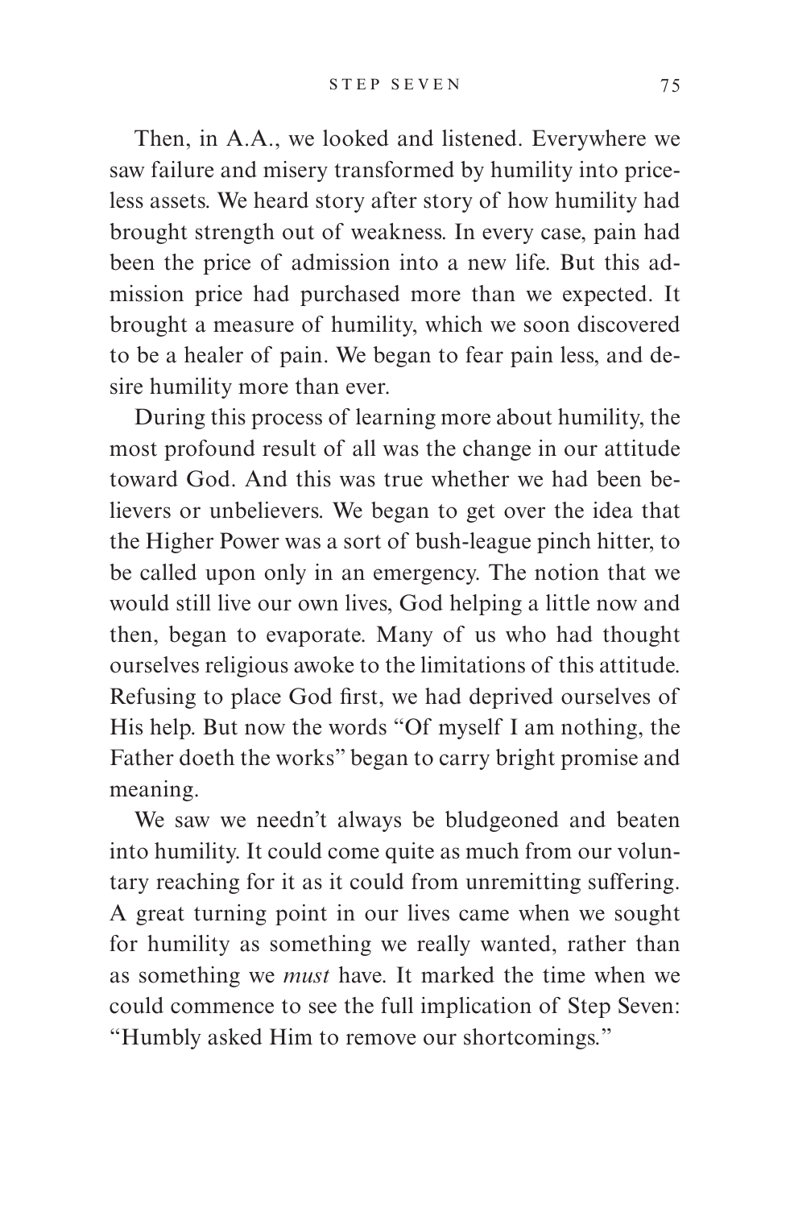Then, in A.A., we looked and listened. Everywhere we saw failure and misery transformed by humility into priceless assets. We heard story after story of how humility had brought strength out of weakness. In every case, pain had been the price of admission into a new life. But this admission price had purchased more than we expected. It brought a measure of humility, which we soon discovered to be a healer of pain. We began to fear pain less, and desire humility more than ever.

During this process of learning more about humility, the most profound result of all was the change in our attitude toward God. And this was true whether we had been believers or unbelievers. We began to get over the idea that the Higher Power was a sort of bush-league pinch hitter, to be called upon only in an emergency. The notion that we would still live our own lives, God helping a little now and then, began to evaporate. Many of us who had thought ourselves religious awoke to the limitations of this attitude. Refusing to place God first, we had deprived ourselves of His help. But now the words "Of myself I am nothing, the Father doeth the works" began to carry bright promise and meaning.

We saw we needn't always be bludgeoned and beaten into humility. It could come quite as much from our voluntary reaching for it as it could from unremitting suffering. A great turning point in our lives came when we sought for humility as something we really wanted, rather than as something we *must* have. It marked the time when we could commence to see the full implication of Step Seven: "Humbly asked Him to remove our shortcomings."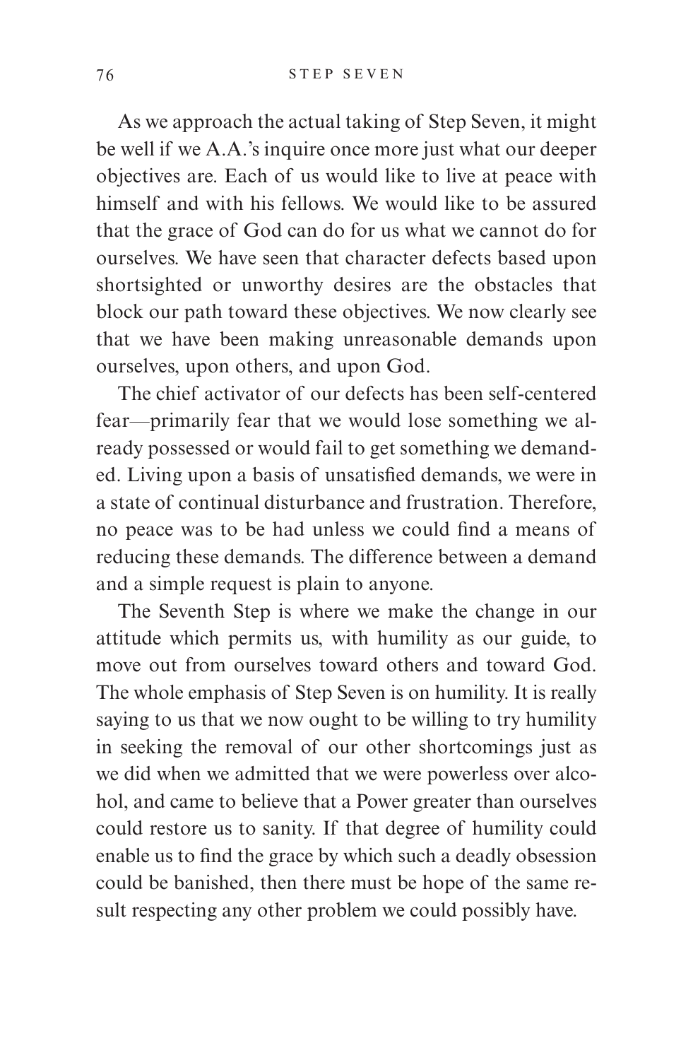As we approach the actual taking of Step Seven, it might be well if we A.A.'s inquire once more just what our deeper objectives are. Each of us would like to live at peace with himself and with his fellows. We would like to be assured that the grace of God can do for us what we cannot do for ourselves. We have seen that character defects based upon shortsighted or unworthy desires are the obstacles that block our path toward these objectives. We now clearly see that we have been making unreasonable demands upon ourselves, upon others, and upon God.

The chief activator of our defects has been self-centered fear—primarily fear that we would lose something we already possessed or would fail to get something we demanded. Living upon a basis of unsatisfied demands, we were in a state of continual disturbance and frustration. Therefore, no peace was to be had unless we could find a means of reducing these demands. The difference between a demand and a simple request is plain to anyone.

The Seventh Step is where we make the change in our attitude which permits us, with humility as our guide, to move out from ourselves toward others and toward God. The whole emphasis of Step Seven is on humility. It is really saying to us that we now ought to be willing to try humility in seeking the removal of our other shortcomings just as we did when we admitted that we were powerless over alcohol, and came to believe that a Power greater than ourselves could restore us to sanity. If that degree of humility could enable us to find the grace by which such a deadly obsession could be banished, then there must be hope of the same result respecting any other problem we could possibly have.